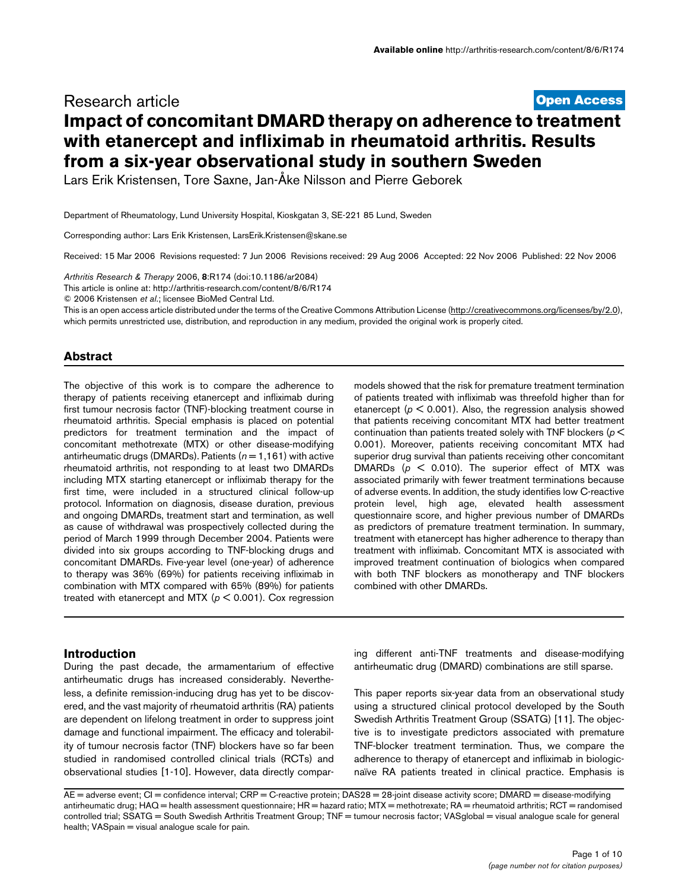Research article

**Open Access**

# Impact of concomitant DMARD therapy on adherence to treatment with etanercept and infliximab in rheumatoid arthritis. Results from a six-year observational study in southern Sweden

Lars Erik Kristensen, Tore Saxne, Jan-Åke Nilsson and Pierre Geborek

Department of Rheumatology, Lund University Hospital, Kioskgatan 3, SE-221 85 Lund, Sweden

Corresponding author: Lars Erik Kristensen, LarsErik.Kristensen@skane.se

Received: 15 Mar 2006 Revisions requested: 7 Jun 2006 Revisions received: 29 Aug 2006 Accepted: 22 Nov 2006 Published: 22 Nov 2006

*Arthritis Research & Therapy* 2006, **8**:R174 (doi:10.1186/ar2084)

This article is online at: http://arthritis-research.com/content/8/6/R174

© 2006 Kristensen *et al*.; licensee BioMed Central Ltd.

This is an open access article distributed under the terms of the Creative Commons Attribution License (http://creativecommons.org/licenses/by/2.0), which permits unrestricted use, distribution, and reproduction in any medium, provided the original work is properly cited.

## Abstract

The objective of this work is to compare the adherence to therapy of patients receiving etanercept and infliximab during first tumour necrosis factor (TNF)-blocking treatment course in rheumatoid arthritis. Special emphasis is placed on potential predictors for treatment termination and the impact of concomitant methotrexate (MTX) or other disease-modifying antirheumatic drugs (DMARDs). Patients ($n = 1,161$) with active rheumatoid arthritis, not responding to at least two DMARDs including MTX starting etanercept or infliximab therapy for the first time, were included in a structured clinical follow-up protocol. Information on diagnosis, disease duration, previous and ongoing DMARDs, treatment start and termination, as well as cause of withdrawal was prospectively collected during the period of March 1999 through December 2004. Patients were divided into six groups according to TNF-blocking drugs and concomitant DMARDs. Five-year level (one-year) of adherence to therapy was 36% (69%) for patients receiving infliximab in combination with MTX compared with 65% (89%) for patients treated with etanercept and MTX ($p < 0.001$). Cox regression models showed that the risk for premature treatment termination of patients treated with infliximab was threefold higher than for etanercept ($p < 0.001$). Also, the regression analysis showed that patients receiving concomitant MTX had better treatment continuation than patients treated solely with TNF blockers ($p < 0.001$). Moreover, patients receiving concomitant MTX had superior drug survival than patients receiving other concomitant DMARDs ($p < 0.010$). The superior effect of MTX was associated primarily with fewer treatment terminations because of adverse events. In addition, the study identifies low C-reactive protein level, high age, elevated health assessment questionnaire score, and higher previous number of DMARDs as predictors of premature treatment termination. In summary, treatment with etanercept has higher adherence to therapy than treatment with infliximab. Concomitant MTX is associated with improved treatment continuation of biologics when compared with both TNF blockers as monotherapy and TNF blockers combined with other DMARDs.

## Introduction

During the past decade, the armamentarium of effective antirheumatic drugs has increased considerably. Nevertheless, a definite remission-inducing drug has yet to be discovered, and the vast majority of rheumatoid arthritis (RA) patients are dependent on lifelong treatment in order to suppress joint damage and functional impairment. The efficacy and tolerability of tumour necrosis factor (TNF) blockers have so far been studied in randomised controlled clinical trials (RCTs) and observational studies [1-10]. However, data directly comparing different anti-TNF treatments and disease-modifying antirheumatic drug (DMARD) combinations are still sparse.

This paper reports six-year data from an observational study using a structured clinical protocol developed by the South Swedish Arthritis Treatment Group (SSATG) [11]. The objective is to investigate predictors associated with premature TNF-blocker treatment termination. Thus, we compare the adherence to therapy of etanercept and infliximab in biologic-naïve RA patients treated in clinical practice. Emphasis is

AE = adverse event; CI = confidence interval; CRP = C-reactive protein; DAS28 = 28-joint disease activity score; DMARD = disease-modifying antirheumatic drug; HAQ = health assessment questionnaire; HR = hazard ratio; MTX = methotrexate; RA = rheumatoid arthritis; RCT = randomised controlled trial; SSATG = South Swedish Arthritis Treatment Group; TNF = tumour necrosis factor; VASglobal = visual analogue scale for general health; VASpain = visual analogue scale for pain.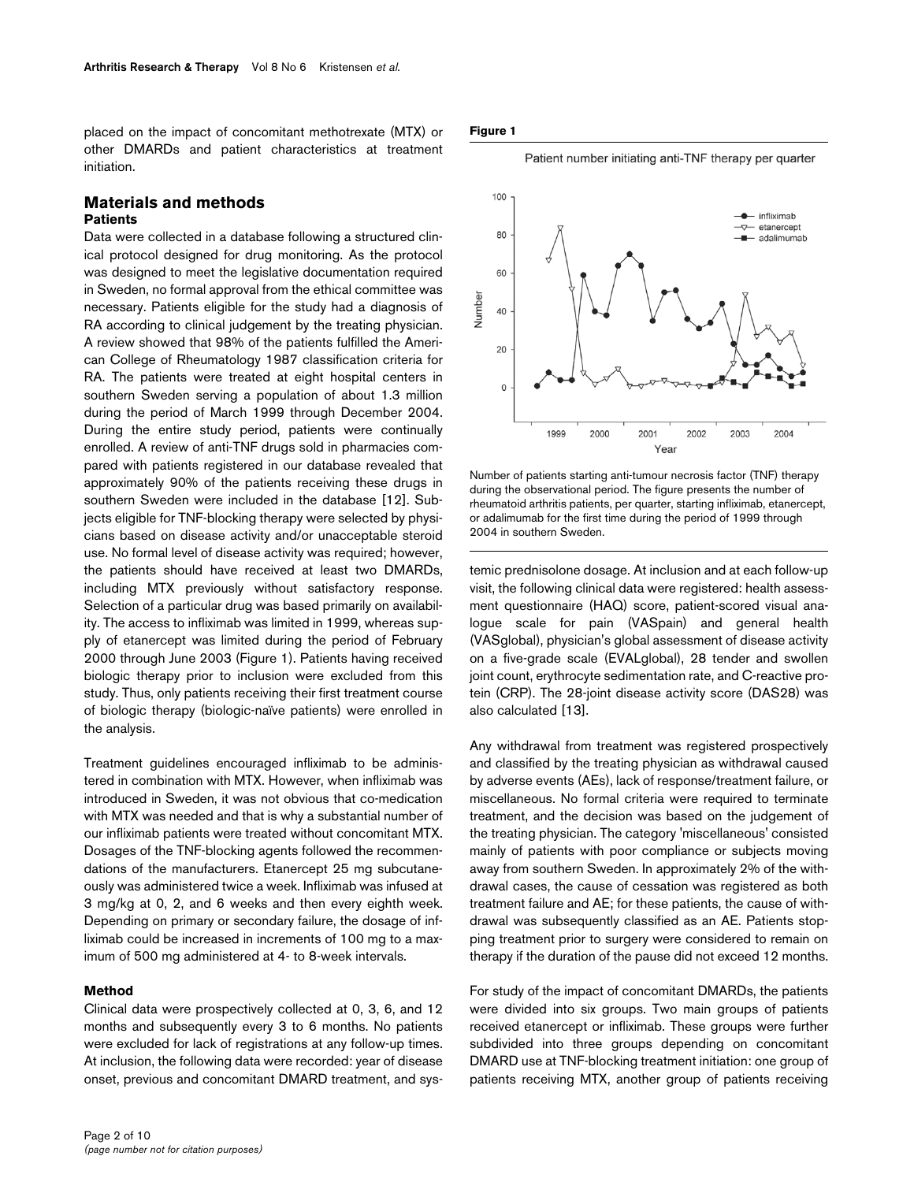placed on the impact of concomitant methotrexate (MTX) or other DMARDs and patient characteristics at treatment initiation.

## Materials and methods

### Patients

Data were collected in a database following a structured clinical protocol designed for drug monitoring. As the protocol was designed to meet the legislative documentation required in Sweden, no formal approval from the ethical committee was necessary. Patients eligible for the study had a diagnosis of RA according to clinical judgement by the treating physician. A review showed that 98% of the patients fulfilled the American College of Rheumatology 1987 classification criteria for RA. The patients were treated at eight hospital centers in southern Sweden serving a population of about 1.3 million during the period of March 1999 through December 2004. During the entire study period, patients were continually enrolled. A review of anti-TNF drugs sold in pharmacies compared with patients registered in our database revealed that approximately 90% of the patients receiving these drugs in southern Sweden were included in the database [12]. Subjects eligible for TNF-blocking therapy were selected by physicians based on disease activity and/or unacceptable steroid use. No formal level of disease activity was required; however, the patients should have received at least two DMARDs, including MTX previously without satisfactory response. Selection of a particular drug was based primarily on availability. The access to infliximab was limited in 1999, whereas supply of etanercept was limited during the period of February 2000 through June 2003 (Figure 1). Patients having received biologic therapy prior to inclusion were excluded from this study. Thus, only patients receiving their first treatment course of biologic therapy (biologic-naïve patients) were enrolled in the analysis.

Treatment guidelines encouraged infliximab to be administered in combination with MTX. However, when infliximab was introduced in Sweden, it was not obvious that co-medication with MTX was needed and that is why a substantial number of our infliximab patients were treated without concomitant MTX. Dosages of the TNF-blocking agents followed the recommendations of the manufacturers. Etanercept 25 mg subcutaneously was administered twice a week. Infliximab was infused at 3 mg/kg at 0, 2, and 6 weeks and then every eighth week. Depending on primary or secondary failure, the dosage of infliximab could be increased in increments of 100 mg to a maximum of 500 mg administered at 4- to 8-week intervals.

### Method

Clinical data were prospectively collected at 0, 3, 6, and 12 months and subsequently every 3 to 6 months. No patients were excluded for lack of registrations at any follow-up times. At inclusion, the following data were recorded: year of disease onset, previous and concomitant DMARD treatment, and systemic prednisolone dosage. At inclusion and at each follow-up visit, the following clinical data were registered: health assessment questionnaire (HAQ) score, patient-scored visual analogue scale for pain (VASpain) and general health (VASglobal), physician's global assessment of disease activity on a five-grade scale (EVALglobal), 28 tender and swollen joint count, erythrocyte sedimentation rate, and C-reactive protein (CRP). The 28-joint disease activity score (DAS28) was also calculated [13].

**Figure 1**

Patient number initiating anti-TNF therapy per quarter

Number of patients starting anti-tumour necrosis factor (TNF) therapy during the observational period. The figure presents the number of rheumatoid arthritis patients, per quarter, starting infliximab, etanercept, or adalimumab for the first time during the period of 1999 through 2004 in southern Sweden.

Any withdrawal from treatment was registered prospectively and classified by the treating physician as withdrawal caused by adverse events (AEs), lack of response/treatment failure, or miscellaneous. No formal criteria were required to terminate treatment, and the decision was based on the judgement of the treating physician. The category 'miscellaneous' consisted mainly of patients with poor compliance or subjects moving away from southern Sweden. In approximately 2% of the withdrawal cases, the cause of cessation was registered as both treatment failure and AE; for these patients, the cause of withdrawal was subsequently classified as an AE. Patients stopping treatment prior to surgery were considered to remain on therapy if the duration of the pause did not exceed 12 months.

For study of the impact of concomitant DMARDs, the patients were divided into six groups. Two main groups of patients received etanercept or infliximab. These groups were further subdivided into three groups depending on concomitant DMARD use at TNF-blocking treatment initiation: one group of patients receiving MTX, another group of patients receiving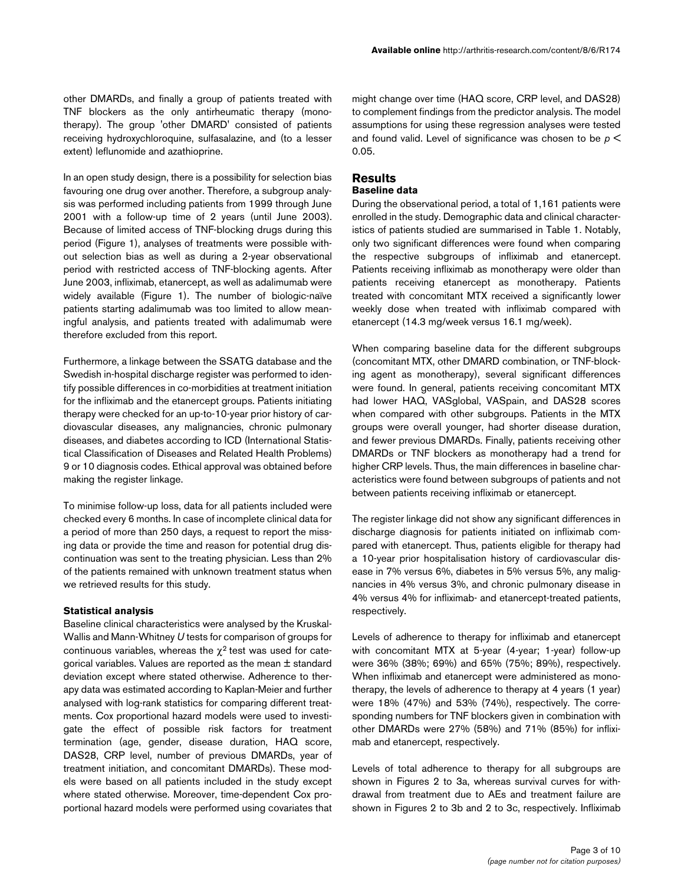other DMARDs, and finally a group of patients treated with TNF blockers as the only antirheumatic therapy (monotherapy). The group 'other DMARD' consisted of patients receiving hydroxychloroquine, sulfasalazine, and (to a lesser extent) leflunomide and azathioprine.

In an open study design, there is a possibility for selection bias favouring one drug over another. Therefore, a subgroup analysis was performed including patients from 1999 through June 2001 with a follow-up time of 2 years (until June 2003). Because of limited access of TNF-blocking drugs during this period (Figure 1), analyses of treatments were possible without selection bias as well as during a 2-year observational period with restricted access of TNF-blocking agents. After June 2003, infliximab, etanercept, as well as adalimumab were widely available (Figure 1). The number of biologic-naïve patients starting adalimumab was too limited to allow meaningful analysis, and patients treated with adalimumab were therefore excluded from this report.

Furthermore, a linkage between the SSATG database and the Swedish in-hospital discharge register was performed to identify possible differences in co-morbidities at treatment initiation for the infliximab and the etanercept groups. Patients initiating therapy were checked for an up-to-10-year prior history of cardiovascular diseases, any malignancies, chronic pulmonary diseases, and diabetes according to ICD (International Statistical Classification of Diseases and Related Health Problems) 9 or 10 diagnosis codes. Ethical approval was obtained before making the register linkage.

To minimise follow-up loss, data for all patients included were checked every 6 months. In case of incomplete clinical data for a period of more than 250 days, a request to report the missing data or provide the time and reason for potential drug discontinuation was sent to the treating physician. Less than 2% of the patients remained with unknown treatment status when we retrieved results for this study.

### Statistical analysis

Baseline clinical characteristics were analysed by the Kruskal-Wallis and Mann-Whitney *U* tests for comparison of groups for continuous variables, whereas the $\chi^2$ test was used for categorical variables. Values are reported as the mean ± standard deviation except where stated otherwise. Adherence to therapy data was estimated according to Kaplan-Meier and further analysed with log-rank statistics for comparing different treatments. Cox proportional hazard models were used to investigate the effect of possible risk factors for treatment termination (age, gender, disease duration, HAQ score, DAS28, CRP level, number of previous DMARDs, year of treatment initiation, and concomitant DMARDs). These models were based on all patients included in the study except where stated otherwise. Moreover, time-dependent Cox proportional hazard models were performed using covariates that might change over time (HAQ score, CRP level, and DAS28) to complement findings from the predictor analysis. The model assumptions for using these regression analyses were tested and found valid. Level of significance was chosen to be $p < 0.05$.

## Results

### Baseline data

During the observational period, a total of 1,161 patients were enrolled in the study. Demographic data and clinical characteristics of patients studied are summarised in Table 1. Notably, only two significant differences were found when comparing the respective subgroups of infliximab and etanercept. Patients receiving infliximab as monotherapy were older than patients receiving etanercept as monotherapy. Patients treated with concomitant MTX received a significantly lower weekly dose when treated with infliximab compared with etanercept (14.3 mg/week versus 16.1 mg/week).

When comparing baseline data for the different subgroups (concomitant MTX, other DMARD combination, or TNF-blocking agent as monotherapy), several significant differences were found. In general, patients receiving concomitant MTX had lower HAQ, VASglobal, VASpain, and DAS28 scores when compared with other subgroups. Patients in the MTX groups were overall younger, had shorter disease duration, and fewer previous DMARDs. Finally, patients receiving other DMARDs or TNF blockers as monotherapy had a trend for higher CRP levels. Thus, the main differences in baseline characteristics were found between subgroups of patients and not between patients receiving infliximab or etanercept.

The register linkage did not show any significant differences in discharge diagnosis for patients initiated on infliximab compared with etanercept. Thus, patients eligible for therapy had a 10-year prior hospitalisation history of cardiovascular disease in 7% versus 6%, diabetes in 5% versus 5%, any malignancies in 4% versus 3%, and chronic pulmonary disease in 4% versus 4% for infliximab- and etanercept-treated patients, respectively.

Levels of adherence to therapy for infliximab and etanercept with concomitant MTX at 5-year (4-year; 1-year) follow-up were 36% (38%; 69%) and 65% (75%; 89%), respectively. When infliximab and etanercept were administered as monotherapy, the levels of adherence to therapy at 4 years (1 year) were 18% (47%) and 53% (74%), respectively. The corresponding numbers for TNF blockers given in combination with other DMARDs were 27% (58%) and 71% (85%) for infliximab and etanercept, respectively.

Levels of total adherence to therapy for all subgroups are shown in Figures 2 to 3a, whereas survival curves for withdrawal from treatment due to AEs and treatment failure are shown in Figures 2 to 3b and 2 to 3c, respectively. Infliximab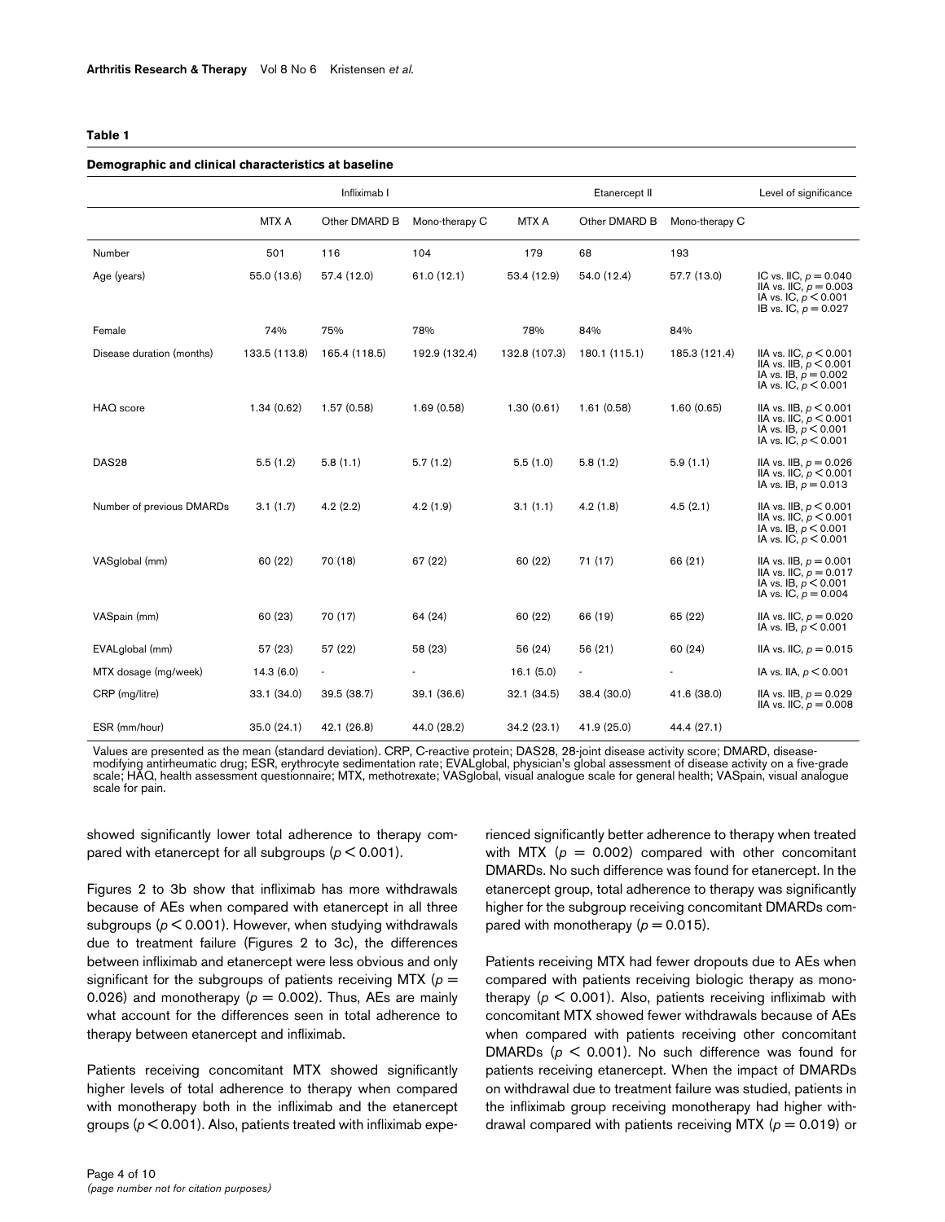**Table 1**

**Demographic and clinical characteristics at baseline**

| | Infliximab I | | | Etanercept II | | | Level of significance |
|---|---|---|---|---|---|---|---|
| | MTX A | Other DMARD B | Mono-therapy C | MTX A | Other DMARD B | Mono-therapy C | |
| Number | 501 | 116 | 104 | 179 | 68 | 193 | |
| Age (years) | 55.0 (13.6) | 57.4 (12.0) | 61.0 (12.1) | 53.4 (12.9) | 54.0 (12.4) | 57.7 (13.0) | IC vs. IIC, $p = 0.040$ IIA vs. IIC, $p = 0.003$ IA vs. IC, $p < 0.001$ IB vs. IC, $p = 0.027$ |
| Female | 74% | 75% | 78% | 78% | 84% | 84% | |
| Disease duration (months) | 133.5 (113.8) | 165.4 (118.5) | 192.9 (132.4) | 132.8 (107.3) | 180.1 (115.1) | 185.3 (121.4) | IIA vs. IIC, $p < 0.001$ IIA vs. IIB, $p < 0.001$ IA vs. IB, $p = 0.002$ IA vs. IC, $p < 0.001$ |
| HAQ score | 1.34 (0.62) | 1.57 (0.58) | 1.69 (0.58) | 1.30 (0.61) | 1.61 (0.58) | 1.60 (0.65) | IIA vs. IIB, $p < 0.001$ IIA vs. IIC, $p < 0.001$ IA vs. IB, $p < 0.001$ IA vs. IC, $p < 0.001$ |
| DAS28 | 5.5 (1.2) | 5.8 (1.1) | 5.7 (1.2) | 5.5 (1.0) | 5.8 (1.2) | 5.9 (1.1) | IIA vs. IIB, $p = 0.026$ IIA vs. IIC, $p < 0.001$ IA vs. IB, $p = 0.013$ |
| Number of previous DMARDs | 3.1 (1.7) | 4.2 (2.2) | 4.2 (1.9) | 3.1 (1.1) | 4.2 (1.8) | 4.5 (2.1) | IIA vs. IIB, $p < 0.001$ IIA vs. IIC, $p < 0.001$ IA vs. IB, $p < 0.001$ IA vs. IC, $p < 0.001$ |
| VASglobal (mm) | 60 (22) | 70 (18) | 67 (22) | 60 (22) | 71 (17) | 66 (21) | IIA vs. IIB, $p = 0.001$ IIA vs. IIC, $p = 0.017$ IA vs. IB, $p < 0.001$ IA vs. IC, $p = 0.004$ |
| VASpain (mm) | 60 (23) | 70 (17) | 64 (24) | 60 (22) | 66 (19) | 65 (22) | IIA vs. IIC, $p = 0.020$ IA vs. IB, $p < 0.001$ |
| EVALglobal (mm) | 57 (23) | 57 (22) | 58 (23) | 56 (24) | 56 (21) | 60 (24) | IIA vs. IIC, $p = 0.015$ |
| MTX dosage (mg/week) | 14.3 (6.0) | - | - | 16.1 (5.0) | - | - | IA vs. IIA, $p < 0.001$ |
| CRP (mg/litre) | 33.1 (34.0) | 39.5 (38.7) | 39.1 (36.6) | 32.1 (34.5) | 38.4 (30.0) | 41.6 (38.0) | IIA vs. IIB, $p = 0.029$ IIA vs. IIC, $p = 0.008$ |
| ESR (mm/hour) | 35.0 (24.1) | 42.1 (26.8) | 44.0 (28.2) | 34.2 (23.1) | 41.9 (25.0) | 44.4 (27.1) | |

Values are presented as the mean (standard deviation). CRP, C-reactive protein; DAS28, 28-joint disease activity score; DMARD, disease-modifying antirheumatic drug; ESR, erythrocyte sedimentation rate; EVALglobal, physician's global assessment of disease activity on a five-grade scale; HAQ, health assessment questionnaire; MTX, methotrexate; VASglobal, visual analogue scale for general health; VASpain, visual analogue scale for pain.

showed significantly lower total adherence to therapy compared with etanercept for all subgroups ($p < 0.001$).

Figures 2 to 3b show that infliximab has more withdrawals because of AEs when compared with etanercept in all three subgroups ($p < 0.001$). However, when studying withdrawals due to treatment failure (Figures 2 to 3c), the differences between infliximab and etanercept were less obvious and only significant for the subgroups of patients receiving MTX ($p = 0.026$) and monotherapy ($p = 0.002$). Thus, AEs are mainly what account for the differences seen in total adherence to therapy between etanercept and infliximab.

Patients receiving concomitant MTX showed significantly higher levels of total adherence to therapy when compared with monotherapy both in the infliximab and the etanercept groups ($p < 0.001$). Also, patients treated with infliximab experienced significantly better adherence to therapy when treated with MTX ($p = 0.002$) compared with other concomitant DMARDs. No such difference was found for etanercept. In the etanercept group, total adherence to therapy was significantly higher for the subgroup receiving concomitant DMARDs compared with monotherapy ($p = 0.015$).

Patients receiving MTX had fewer dropouts due to AEs when compared with patients receiving biologic therapy as monotherapy ($p < 0.001$). Also, patients receiving infliximab with concomitant MTX showed fewer withdrawals because of AEs when compared with patients receiving other concomitant DMARDs ($p < 0.001$). No such difference was found for patients receiving etanercept. When the impact of DMARDs on withdrawal due to treatment failure was studied, patients in the infliximab group receiving monotherapy had higher withdrawal compared with patients receiving MTX ($p = 0.019$) or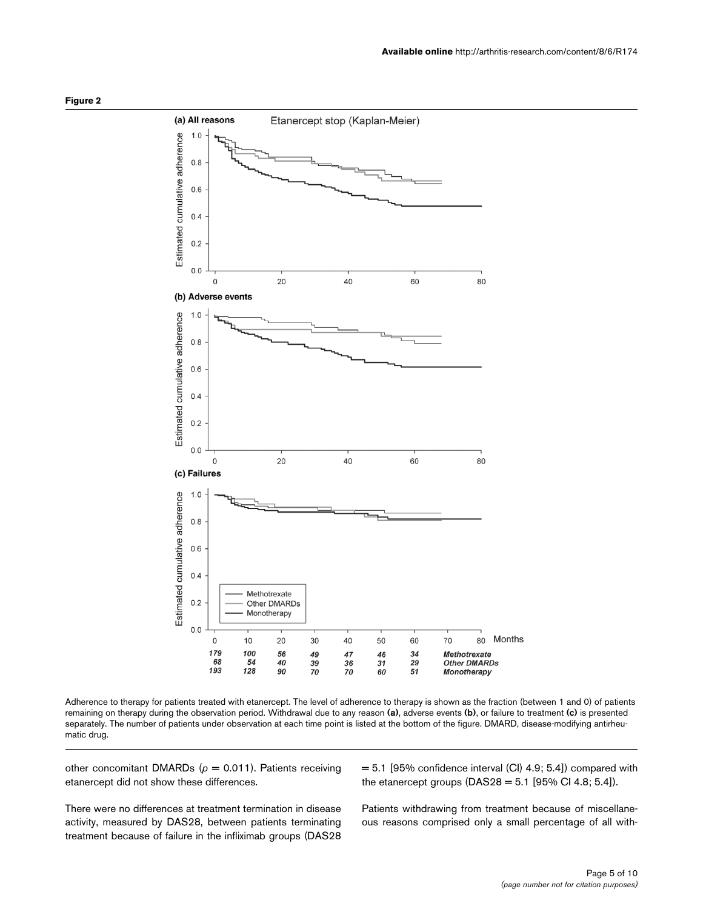**Figure 2**

Adherence to therapy for patients treated with etanercept. The level of adherence to therapy is shown as the fraction (between 1 and 0) of patients remaining on therapy during the observation period. Withdrawal due to any reason **(a)**, adverse events **(b)**, or failure to treatment **(c)** is presented separately. The number of patients under observation at each time point is listed at the bottom of the figure. DMARD, disease-modifying antirheumatic drug.

other concomitant DMARDs ($p = 0.011$). Patients receiving etanercept did not show these differences.

There were no differences at treatment termination in disease activity, measured by DAS28, between patients terminating treatment because of failure in the infliximab groups (DAS28 = 5.1 [95% confidence interval (CI) 4.9; 5.4]) compared with the etanercept groups (DAS28 = 5.1 [95% CI 4.8; 5.4]).

Patients withdrawing from treatment because of miscellaneous reasons comprised only a small percentage of all with-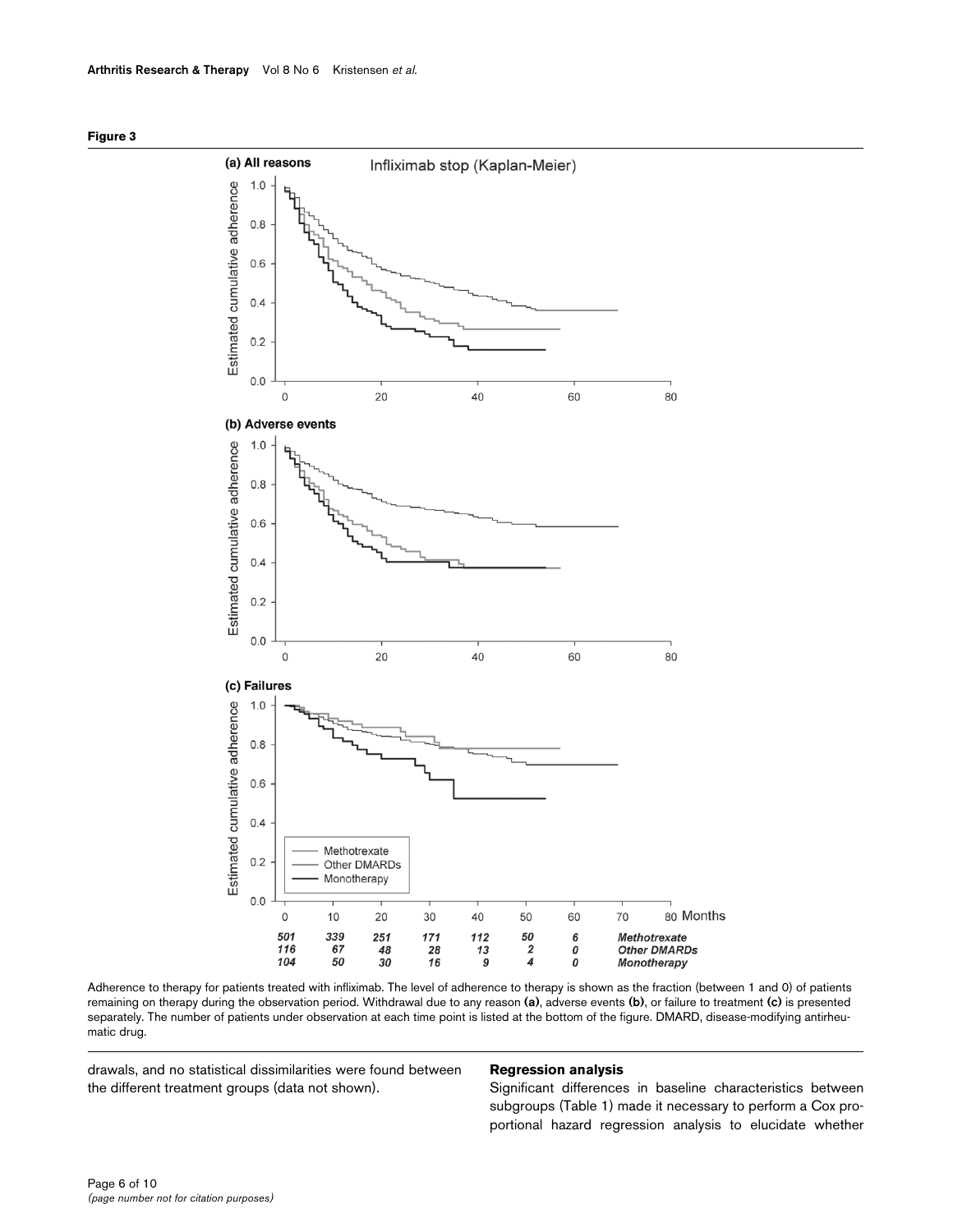**Figure 3**

Adherence to therapy for patients treated with infliximab. The level of adherence to therapy is shown as the fraction (between 1 and 0) of patients remaining on therapy during the observation period. Withdrawal due to any reason **(a)**, adverse events **(b)**, or failure to treatment **(c)** is presented separately. The number of patients under observation at each time point is listed at the bottom of the figure. DMARD, disease-modifying antirheumatic drug.

drawals, and no statistical dissimilarities were found between the different treatment groups (data not shown).

### Regression analysis

Significant differences in baseline characteristics between subgroups (Table 1) made it necessary to perform a Cox proportional hazard regression analysis to elucidate whether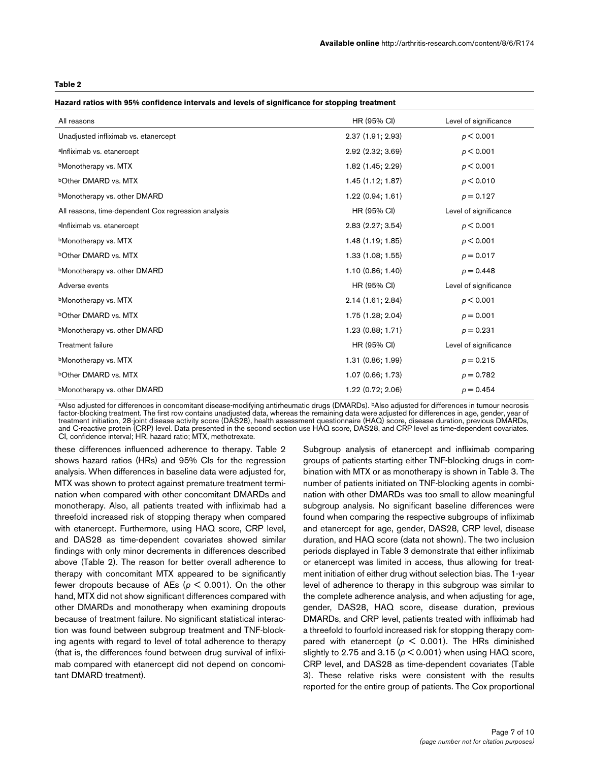**Table 2**

**Hazard ratios with 95% confidence intervals and levels of significance for stopping treatment**

| All reasons | HR (95% CI) | Level of significance |
|---|---|---|
| Unadjusted infliximab vs. etanercept | 2.37 (1.91; 2.93) | $p < 0.001$ |
| [a]Infliximab vs. etanercept | 2.92 (2.32; 3.69) | $p < 0.001$ |
| [b]Monotherapy vs. MTX | 1.82 (1.45; 2.29) | $p < 0.001$ |
| [b]Other DMARD vs. MTX | 1.45 (1.12; 1.87) | $p < 0.010$ |
| [b]Monotherapy vs. other DMARD | 1.22 (0.94; 1.61) | $p = 0.127$ |
| All reasons, time-dependent Cox regression analysis | HR (95% CI) | Level of significance |
| [a]Infliximab vs. etanercept | 2.83 (2.27; 3.54) | $p < 0.001$ |
| [b]Monotherapy vs. MTX | 1.48 (1.19; 1.85) | $p < 0.001$ |
| [b]Other DMARD vs. MTX | 1.33 (1.08; 1.55) | $p = 0.017$ |
| [b]Monotherapy vs. other DMARD | 1.10 (0.86; 1.40) | $p = 0.448$ |
| Adverse events | HR (95% CI) | Level of significance |
| [b]Monotherapy vs. MTX | 2.14 (1.61; 2.84) | $p < 0.001$ |
| [b]Other DMARD vs. MTX | 1.75 (1.28; 2.04) | $p = 0.001$ |
| [b]Monotherapy vs. other DMARD | 1.23 (0.88; 1.71) | $p = 0.231$ |
| Treatment failure | HR (95% CI) | Level of significance |
| [b]Monotherapy vs. MTX | 1.31 (0.86; 1.99) | $p = 0.215$ |
| [b]Other DMARD vs. MTX | 1.07 (0.66; 1.73) | $p = 0.782$ |
| [b]Monotherapy vs. other DMARD | 1.22 (0.72; 2.06) | $p = 0.454$ |

[a]Also adjusted for differences in concomitant disease-modifying antirheumatic drugs (DMARDs). [b]Also adjusted for differences in tumour necrosis factor-blocking treatment. The first row contains unadjusted data, whereas the remaining data were adjusted for differences in age, gender, year of treatment initiation, 28-joint disease activity score (DAS28), health assessment questionnaire (HAQ) score, disease duration, previous DMARDs, and C-reactive protein (CRP) level. Data presented in the second section use HAQ score, DAS28, and CRP level as time-dependent covariates. CI, confidence interval; HR, hazard ratio; MTX, methotrexate.

these differences influenced adherence to therapy. Table 2 shows hazard ratios (HRs) and 95% CIs for the regression analysis. When differences in baseline data were adjusted for, MTX was shown to protect against premature treatment termination when compared with other concomitant DMARDs and monotherapy. Also, all patients treated with infliximab had a threefold increased risk of stopping therapy when compared with etanercept. Furthermore, using HAQ score, CRP level, and DAS28 as time-dependent covariates showed similar findings with only minor decrements in differences described above (Table 2). The reason for better overall adherence to therapy with concomitant MTX appeared to be significantly fewer dropouts because of AEs ($p < 0.001$). On the other hand, MTX did not show significant differences compared with other DMARDs and monotherapy when examining dropouts because of treatment failure. No significant statistical interaction was found between subgroup treatment and TNF-blocking agents with regard to level of total adherence to therapy (that is, the differences found between drug survival of infliximab compared with etanercept did not depend on concomitant DMARD treatment).

Subgroup analysis of etanercept and infliximab comparing groups of patients starting either TNF-blocking drugs in combination with MTX or as monotherapy is shown in Table 3. The number of patients initiated on TNF-blocking agents in combination with other DMARDs was too small to allow meaningful subgroup analysis. No significant baseline differences were found when comparing the respective subgroups of infliximab and etanercept for age, gender, DAS28, CRP level, disease duration, and HAQ score (data not shown). The two inclusion periods displayed in Table 3 demonstrate that either infliximab or etanercept was limited in access, thus allowing for treatment initiation of either drug without selection bias. The 1-year level of adherence to therapy in this subgroup was similar to the complete adherence analysis, and when adjusting for age, gender, DAS28, HAQ score, disease duration, previous DMARDs, and CRP level, patients treated with infliximab had a threefold to fourfold increased risk for stopping therapy compared with etanercept ($p < 0.001$). The HRs diminished slightly to 2.75 and 3.15 ($p < 0.001$) when using HAQ score, CRP level, and DAS28 as time-dependent covariates (Table 3). These relative risks were consistent with the results reported for the entire group of patients. The Cox proportional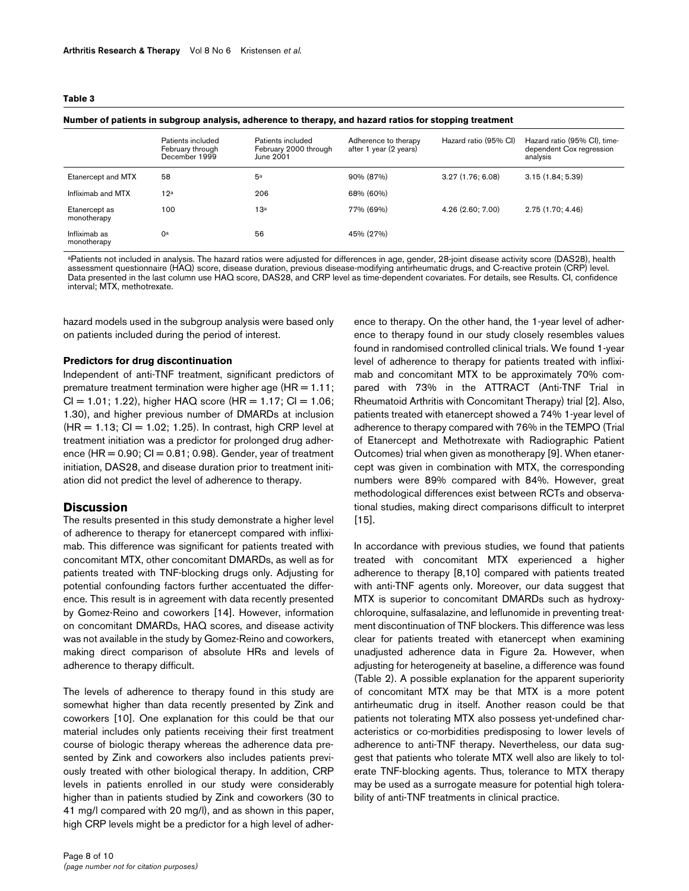**Table 3**

**Number of patients in subgroup analysis, adherence to therapy, and hazard ratios for stopping treatment**

| | Patients included February through December 1999 | Patients included February 2000 through June 2001 | Adherence to therapy after 1 year (2 years) | Hazard ratio (95% CI) | Hazard ratio (95% CI), time-dependent Cox regression analysis |
|---|---|---|---|---|---|
| Etanercept and MTX | 58 | 5[a] | 90% (87%) | 3.27 (1.76; 6.08) | 3.15 (1.84; 5.39) |
| Infliximab and MTX | 12[a] | 206 | 68% (60%) | | |
| Etanercept as monotherapy | 100 | 13[a] | 77% (69%) | 4.26 (2.60; 7.00) | 2.75 (1.70; 4.46) |
| Infliximab as monotherapy | 0[a] | 56 | 45% (27%) | | |

[a]Patients not included in analysis. The hazard ratios were adjusted for differences in age, gender, 28-joint disease activity score (DAS28), health assessment questionnaire (HAQ) score, disease duration, previous disease-modifying antirheumatic drugs, and C-reactive protein (CRP) level. Data presented in the last column use HAQ score, DAS28, and CRP level as time-dependent covariates. For details, see Results. CI, confidence interval; MTX, methotrexate.

hazard models used in the subgroup analysis were based only on patients included during the period of interest.

### Predictors for drug discontinuation

Independent of anti-TNF treatment, significant predictors of premature treatment termination were higher age (HR = 1.11; CI = 1.01; 1.22), higher HAQ score (HR = 1.17; CI = 1.06; 1.30), and higher previous number of DMARDs at inclusion (HR = 1.13; CI = 1.02; 1.25). In contrast, high CRP level at treatment initiation was a predictor for prolonged drug adherence (HR = 0.90; CI = 0.81; 0.98). Gender, year of treatment initiation, DAS28, and disease duration prior to treatment initiation did not predict the level of adherence to therapy.

## Discussion

The results presented in this study demonstrate a higher level of adherence to therapy for etanercept compared with infliximab. This difference was significant for patients treated with concomitant MTX, other concomitant DMARDs, as well as for patients treated with TNF-blocking drugs only. Adjusting for potential confounding factors further accentuated the difference. This result is in agreement with data recently presented by Gomez-Reino and coworkers [14]. However, information on concomitant DMARDs, HAQ scores, and disease activity was not available in the study by Gomez-Reino and coworkers, making direct comparison of absolute HRs and levels of adherence to therapy difficult.

The levels of adherence to therapy found in this study are somewhat higher than data recently presented by Zink and coworkers [10]. One explanation for this could be that our material includes only patients receiving their first treatment course of biologic therapy whereas the adherence data presented by Zink and coworkers also includes patients previously treated with other biological therapy. In addition, CRP levels in patients enrolled in our study were considerably higher than in patients studied by Zink and coworkers (30 to 41 mg/l compared with 20 mg/l), and as shown in this paper, high CRP levels might be a predictor for a high level of adherence to therapy. On the other hand, the 1-year level of adherence to therapy found in our study closely resembles values found in randomised controlled clinical trials. We found 1-year level of adherence to therapy for patients treated with infliximab and concomitant MTX to be approximately 70% compared with 73% in the ATTRACT (Anti-TNF Trial in Rheumatoid Arthritis with Concomitant Therapy) trial [2]. Also, patients treated with etanercept showed a 74% 1-year level of adherence to therapy compared with 76% in the TEMPO (Trial of Etanercept and Methotrexate with Radiographic Patient Outcomes) trial when given as monotherapy [9]. When etanercept was given in combination with MTX, the corresponding numbers were 89% compared with 84%. However, great methodological differences exist between RCTs and observational studies, making direct comparisons difficult to interpret [15].

In accordance with previous studies, we found that patients treated with concomitant MTX experienced a higher adherence to therapy [8,10] compared with patients treated with anti-TNF agents only. Moreover, our data suggest that MTX is superior to concomitant DMARDs such as hydroxychloroquine, sulfasalazine, and leflunomide in preventing treatment discontinuation of TNF blockers. This difference was less clear for patients treated with etanercept when examining unadjusted adherence data in Figure 2a. However, when adjusting for heterogeneity at baseline, a difference was found (Table 2). A possible explanation for the apparent superiority of concomitant MTX may be that MTX is a more potent antirheumatic drug in itself. Another reason could be that patients not tolerating MTX also possess yet-undefined characteristics or co-morbidities predisposing to lower levels of adherence to anti-TNF therapy. Nevertheless, our data suggest that patients who tolerate MTX well also are likely to tolerate TNF-blocking agents. Thus, tolerance to MTX therapy may be used as a surrogate measure for potential high tolerability of anti-TNF treatments in clinical practice.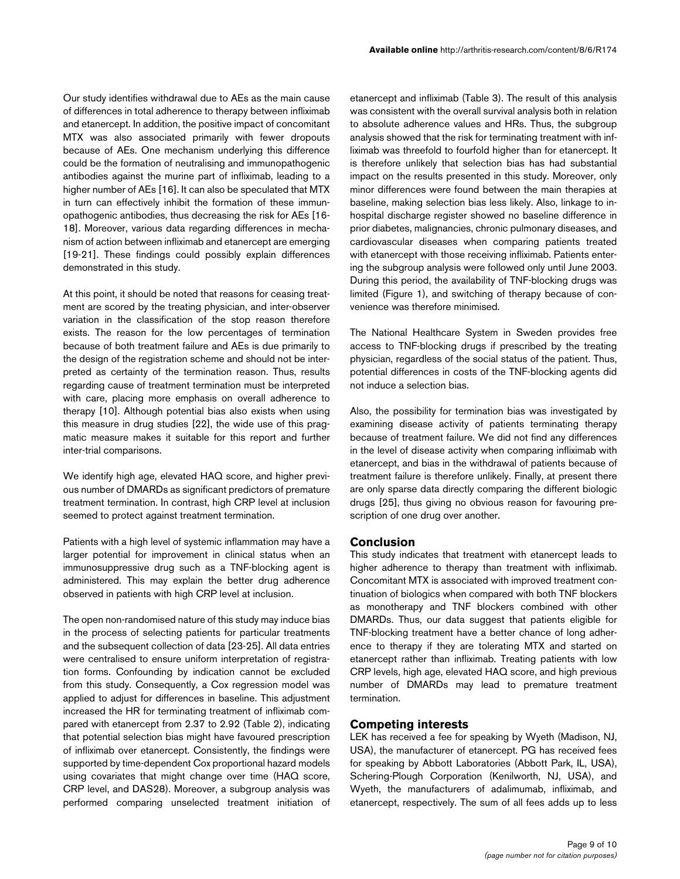Our study identifies withdrawal due to AEs as the main cause of differences in total adherence to therapy between infliximab and etanercept. In addition, the positive impact of concomitant MTX was also associated primarily with fewer dropouts because of AEs. One mechanism underlying this difference could be the formation of neutralising and immunopathogenic antibodies against the murine part of infliximab, leading to a higher number of AEs [16]. It can also be speculated that MTX in turn can effectively inhibit the formation of these immunopathogenic antibodies, thus decreasing the risk for AEs [16-18]. Moreover, various data regarding differences in mechanism of action between infliximab and etanercept are emerging [19-21]. These findings could possibly explain differences demonstrated in this study.

At this point, it should be noted that reasons for ceasing treatment are scored by the treating physician, and inter-observer variation in the classification of the stop reason therefore exists. The reason for the low percentages of termination because of both treatment failure and AEs is due primarily to the design of the registration scheme and should not be interpreted as certainty of the termination reason. Thus, results regarding cause of treatment termination must be interpreted with care, placing more emphasis on overall adherence to therapy [10]. Although potential bias also exists when using this measure in drug studies [22], the wide use of this pragmatic measure makes it suitable for this report and further inter-trial comparisons.

We identify high age, elevated HAQ score, and higher previous number of DMARDs as significant predictors of premature treatment termination. In contrast, high CRP level at inclusion seemed to protect against treatment termination.

Patients with a high level of systemic inflammation may have a larger potential for improvement in clinical status when an immunosuppressive drug such as a TNF-blocking agent is administered. This may explain the better drug adherence observed in patients with high CRP level at inclusion.

The open non-randomised nature of this study may induce bias in the process of selecting patients for particular treatments and the subsequent collection of data [23-25]. All data entries were centralised to ensure uniform interpretation of registration forms. Confounding by indication cannot be excluded from this study. Consequently, a Cox regression model was applied to adjust for differences in baseline. This adjustment increased the HR for terminating treatment of infliximab compared with etanercept from 2.37 to 2.92 (Table 2), indicating that potential selection bias might have favoured prescription of infliximab over etanercept. Consistently, the findings were supported by time-dependent Cox proportional hazard models using covariates that might change over time (HAQ score, CRP level, and DAS28). Moreover, a subgroup analysis was performed comparing unselected treatment initiation of etanercept and infliximab (Table 3). The result of this analysis was consistent with the overall survival analysis both in relation to absolute adherence values and HRs. Thus, the subgroup analysis showed that the risk for terminating treatment with infliximab was threefold to fourfold higher than for etanercept. It is therefore unlikely that selection bias has had substantial impact on the results presented in this study. Moreover, only minor differences were found between the main therapies at baseline, making selection bias less likely. Also, linkage to in-hospital discharge register showed no baseline difference in prior diabetes, malignancies, chronic pulmonary diseases, and cardiovascular diseases when comparing patients treated with etanercept with those receiving infliximab. Patients entering the subgroup analysis were followed only until June 2003. During this period, the availability of TNF-blocking drugs was limited (Figure 1), and switching of therapy because of convenience was therefore minimised.

The National Healthcare System in Sweden provides free access to TNF-blocking drugs if prescribed by the treating physician, regardless of the social status of the patient. Thus, potential differences in costs of the TNF-blocking agents did not induce a selection bias.

Also, the possibility for termination bias was investigated by examining disease activity of patients terminating therapy because of treatment failure. We did not find any differences in the level of disease activity when comparing infliximab with etanercept, and bias in the withdrawal of patients because of treatment failure is therefore unlikely. Finally, at present there are only sparse data directly comparing the different biologic drugs [25], thus giving no obvious reason for favouring prescription of one drug over another.

## Conclusion

This study indicates that treatment with etanercept leads to higher adherence to therapy than treatment with infliximab. Concomitant MTX is associated with improved treatment continuation of biologics when compared with both TNF blockers as monotherapy and TNF blockers combined with other DMARDs. Thus, our data suggest that patients eligible for TNF-blocking treatment have a better chance of long adherence to therapy if they are tolerating MTX and started on etanercept rather than infliximab. Treating patients with low CRP levels, high age, elevated HAQ score, and high previous number of DMARDs may lead to premature treatment termination.

## Competing interests

LEK has received a fee for speaking by Wyeth (Madison, NJ, USA), the manufacturer of etanercept. PG has received fees for speaking by Abbott Laboratories (Abbott Park, IL, USA), Schering-Plough Corporation (Kenilworth, NJ, USA), and Wyeth, the manufacturers of adalimumab, infliximab, and etanercept, respectively. The sum of all fees adds up to less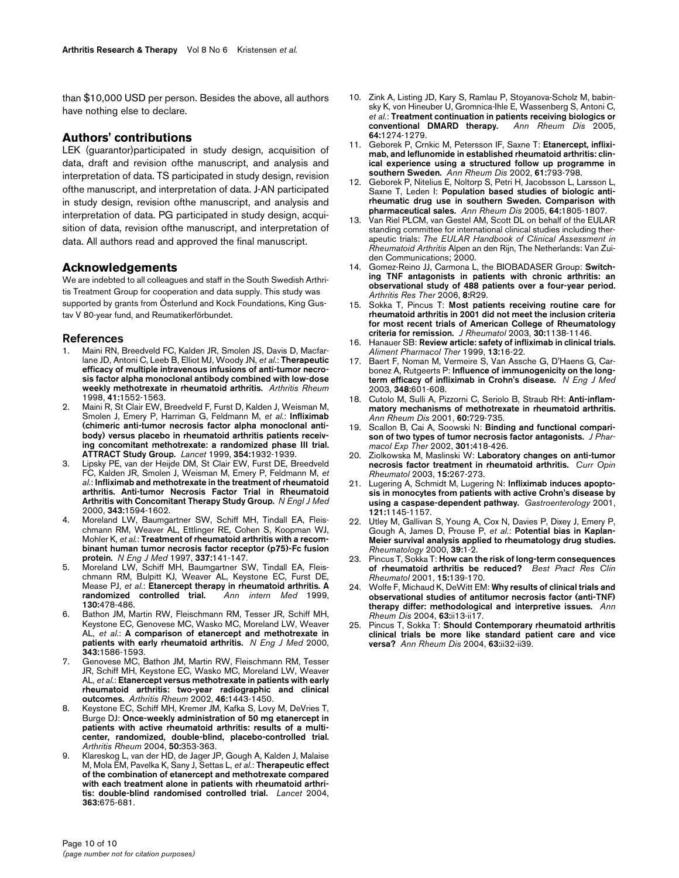than $10,000 USD per person. Besides the above, all authors have nothing else to declare.

## Authors' contributions

LEK (guarantor)participated in study design, acquisition of data, draft and revision ofthe manuscript, and analysis and interpretation of data. TS participated in study design, revision ofthe manuscript, and interpretation of data. J-AN participated in study design, revision ofthe manuscript, and analysis and interpretation of data. PG participated in study design, acquisition of data, revision ofthe manuscript, and interpretation of data. All authors read and approved the final manuscript.

## Acknowledgements

We are indebted to all colleagues and staff in the South Swedish Arthritis Treatment Group for cooperation and data supply. This study was supported by grants from Österlund and Kock Foundations, King Gustav V 80-year fund, and Reumatikerförbundet.

## References

1. Maini RN, Breedveld FC, Kalden JR, Smolen JS, Davis D, Macfarlane JD, Antoni C, Leeb B, Elliot MJ, Woody JN, *et al.*: **Therapeutic efficacy of multiple intravenous infusions of anti-tumor necrosis factor alpha monoclonal antibody combined with low-dose weekly methotrexate in rheumatoid arthritis.** *Arthritis Rheum* 1998, **41:**1552-1563.
2. Maini R, St Clair EW, Breedveld F, Furst D, Kalden J, Weisman M, Smolen J, Emery P, Harriman G, Feldmann M, *et al.*: **Infliximab (chimeric anti-tumor necrosis factor alpha monoclonal antibody) versus placebo in rheumatoid arthritis patients receiving concomitant methotrexate: a randomized phase III trial. ATTRACT Study Group.** *Lancet* 1999, **354:**1932-1939.
3. Lipsky PE, van der Heijde DM, St Clair EW, Furst DE, Breedveld FC, Kalden JR, Smolen J, Weisman M, Emery P, Feldmann M, *et al.*: **Infliximab and methotrexate in the treatment of rheumatoid arthritis. Anti-tumor Necrosis Factor Trial in Rheumatoid Arthritis with Concomitant Therapy Study Group.** *N Engl J Med* 2000, **343:**1594-1602.
4. Moreland LW, Baumgartner SW, Schiff MH, Tindall EA, Fleischmann RM, Weaver AL, Ettlinger RE, Cohen S, Koopman WJ, Mohler K, *et al.*: **Treatment of rheumatoid arthritis with a recombinant human tumor necrosis factor receptor (p75)-Fc fusion protein.** *N Eng J Med* 1997, **337:**141-147.
5. Moreland LW, Schiff MH, Baumgartner SW, Tindall EA, Fleischmann RM, Bulpitt KJ, Weaver AL, Keystone EC, Furst DE, Mease PJ, *et al.*: **Etanercept therapy in rheumatoid arthritis. A randomized controlled trial.** *Ann intern Med* 1999, **130:**478-486.
6. Bathon JM, Martin RW, Fleischmann RM, Tesser JR, Schiff MH, Keystone EC, Genovese MC, Wasko MC, Moreland LW, Weaver AL, *et al.*: **A comparison of etanercept and methotrexate in patients with early rheumatoid arthritis.** *N Eng J Med* 2000, **343:**1586-1593.
7. Genovese MC, Bathon JM, Martin RW, Fleischmann RM, Tesser JR, Schiff MH, Keystone EC, Wasko MC, Moreland LW, Weaver AL, *et al.*: **Etanercept versus methotrexate in patients with early rheumatoid arthritis: two-year radiographic and clinical outcomes.** *Arthritis Rheum* 2002, **46:**1443-1450.
8. Keystone EC, Schiff MH, Kremer JM, Kafka S, Lovy M, DeVries T, Burge DJ: **Once-weekly administration of 50 mg etanercept in patients with active rheumatoid arthritis: results of a multicenter, randomized, double-blind, placebo-controlled trial.** *Arthritis Rheum* 2004, **50:**353-363.
9. Klareskog L, van der HD, de Jager JP, Gough A, Kalden J, Malaise M, Mola EM, Pavelka K, Sany J, Settas L, *et al.*: **Therapeutic effect of the combination of etanercept and methotrexate compared with each treatment alone in patients with rheumatoid arthritis: double-blind randomised controlled trial.** *Lancet* 2004, **363:**675-681.
10. Zink A, Listing JD, Kary S, Ramlau P, Stoyanova-Scholz M, babinsky K, von Hineuber U, Gromnica-Ihle E, Wassenberg S, Antoni C, *et al.*: **Treatment continuation in patients receiving biologics or conventional DMARD therapy.** *Ann Rheum Dis* 2005, **64:**1274-1279.
11. Geborek P, Crnkic M, Petersson IF, Saxne T: **Etanercept, infliximab, and leflunomide in established rheumatoid arthritis: clinical experience using a structured follow up programme in southern Sweden.** *Ann Rheum Dis* 2002, **61:**793-798.
12. Geborek P, Nitelius E, Noltorp S, Petri H, Jacobsson L, Larsson L, Saxne T, Leden I: **Population based studies of biologic antirheumatic drug use in southern Sweden. Comparison with pharmaceutical sales.** *Ann Rheum Dis* 2005, **64:**1805-1807.
13. Van Riel PLCM, van Gestel AM, Scott DL on behalf of the EULAR standing committee for international clinical studies including therapeutic trials: *The EULAR Handbook of Clinical Assessment in Rheumatoid Arthritis* Alpen an den Rijn, The Netherlands: Van Zuiden Communications; 2000.
14. Gomez-Reino JJ, Carmona L, the BIOBADASER Group: **Switching TNF antagonists in patients with chronic arthritis: an observational study of 488 patients over a four-year period.** *Arthritis Res Ther* 2006, **8:**R29.
15. Sokka T, Pincus T: **Most patients receiving routine care for rheumatoid arthritis in 2001 did not meet the inclusion criteria for most recent trials of American College of Rheumatology criteria for remission.** *J Rheumatol* 2003, **30:**1138-1146.
16. Hanauer SB: **Review article: safety of infliximab in clinical trials.** *Aliment Pharmacol Ther* 1999, **13:**16-22.
17. Baert F, Noman M, Vermeire S, Van Assche G, D'Haens G, Carbonez A, Rutgeerts P: **Influence of immunogenicity on the long-term efficacy of infliximab in Crohn's disease.** *N Eng J Med* 2003, **348:**601-608.
18. Cutolo M, Sulli A, Pizzorni C, Seriolo B, Straub RH: **Anti-inflammatory mechanisms of methotrexate in rheumatoid arthritis.** *Ann Rheum Dis* 2001, **60:**729-735.
19. Scallon B, Cai A, Soowski N: **Binding and functional comparison of two types of tumor necrosis factor antagonists.** *J Pharmacol Exp Ther* 2002, **301:**418-426.
20. Ziolkowska M, Maslinski W: **Laboratory changes on anti-tumor necrosis factor treatment in rheumatoid arthritis.** *Curr Opin Rheumatol* 2003, **15:**267-273.
21. Lugering A, Schmidt M, Lugering N: **Infliximab induces apoptosis in monocytes from patients with active Crohn's disease by using a caspase-dependent pathway.** *Gastroenterology* 2001, **121:**1145-1157.
22. Utley M, Gallivan S, Young A, Cox N, Davies P, Dixey J, Emery P, Gough A, James D, Prouse P, *et al.*: **Potential bias in Kaplan-Meier survival analysis applied to rheumatology drug studies.** *Rheumatology* 2000, **39:**1-2.
23. Pincus T, Sokka T: **How can the risk of long-term consequences of rheumatoid arthritis be reduced?** *Best Pract Res Clin Rheumatol* 2001, **15:**139-170.
24. Wolfe F, Michaud K, DeWitt EM: **Why results of clinical trials and observational studies of antitumor necrosis factor (anti-TNF) therapy differ: methodological and interpretive issues.** *Ann Rheum Dis* 2004, **63:**ii13-ii17.
25. Pincus T, Sokka T: **Should Contemporary rheumatoid arthritis clinical trials be more like standard patient care and vice versa?** *Ann Rheum Dis* 2004, **63:**ii32-ii39.